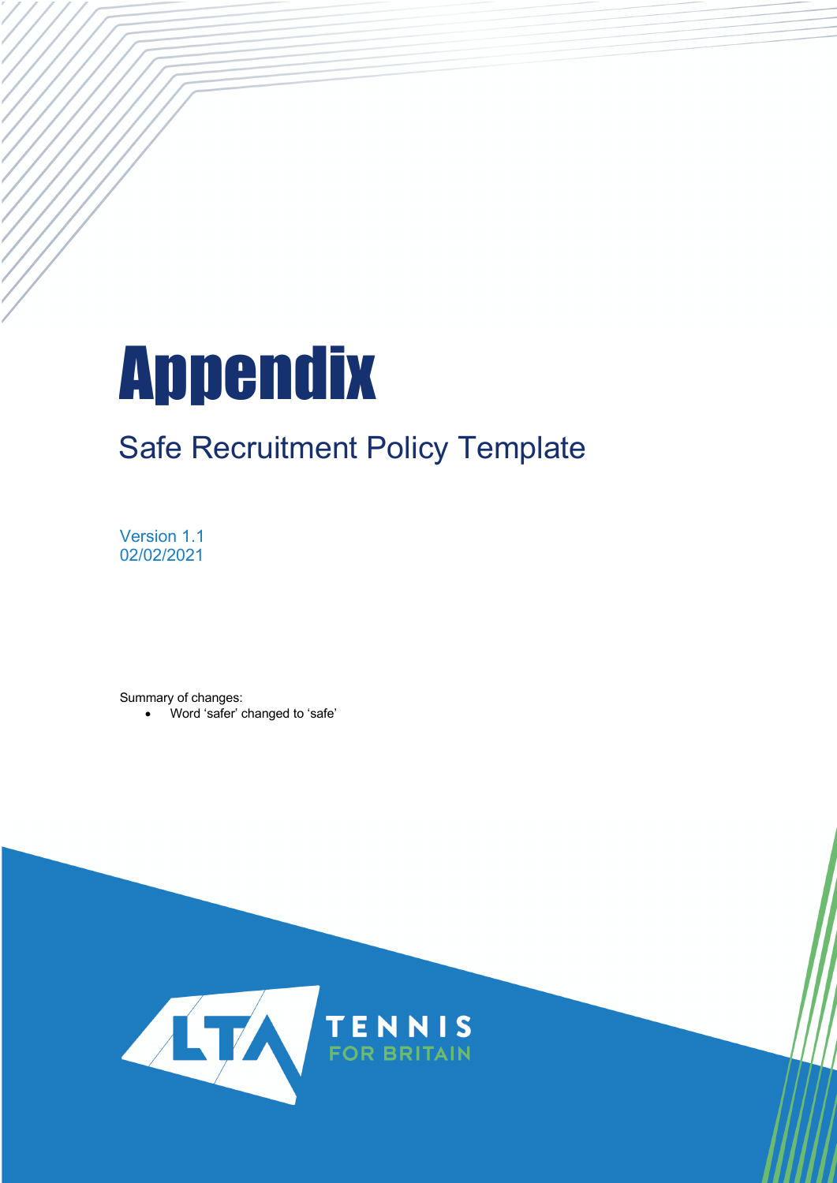# Appendix

## Safe Recruitment Policy Template

Version 1.1
02/02/2021

Summary of changes:

- Word 'safer' changed to 'safe'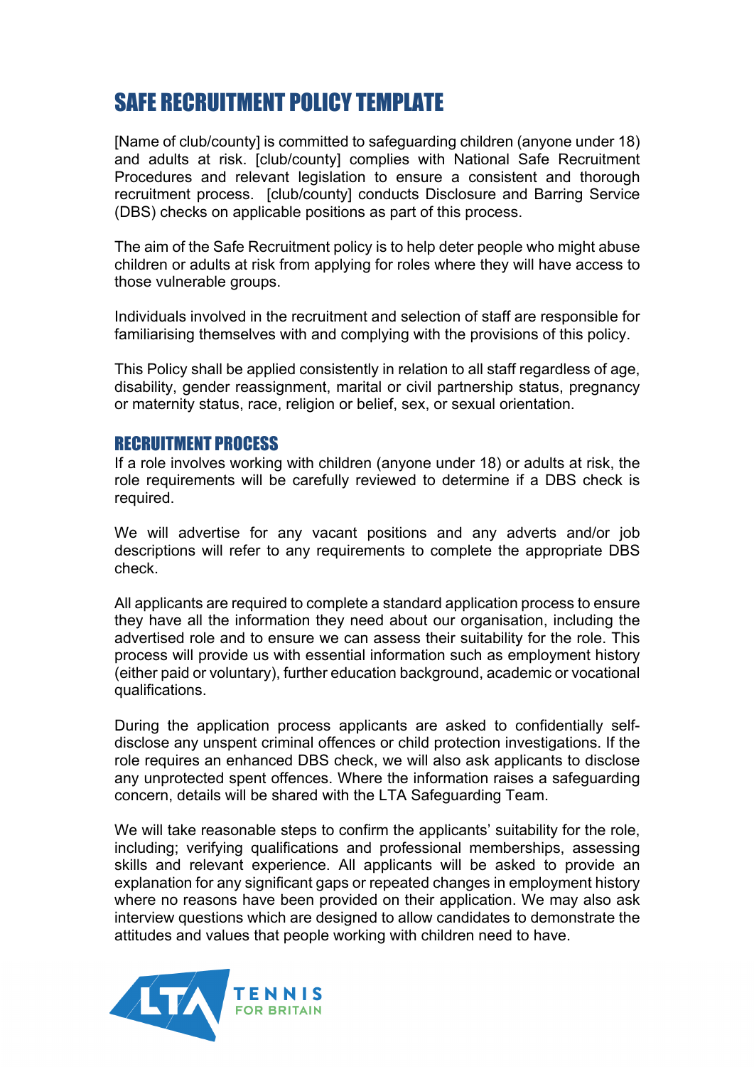# SAFE RECRUITMENT POLICY TEMPLATE

[Name of club/county] is committed to safeguarding children (anyone under 18) and adults at risk. [club/county] complies with National Safe Recruitment Procedures and relevant legislation to ensure a consistent and thorough recruitment process. [club/county] conducts Disclosure and Barring Service (DBS) checks on applicable positions as part of this process.

The aim of the Safe Recruitment policy is to help deter people who might abuse children or adults at risk from applying for roles where they will have access to those vulnerable groups.

Individuals involved in the recruitment and selection of staff are responsible for familiarising themselves with and complying with the provisions of this policy.

This Policy shall be applied consistently in relation to all staff regardless of age, disability, gender reassignment, marital or civil partnership status, pregnancy or maternity status, race, religion or belief, sex, or sexual orientation.

## RECRUITMENT PROCESS

If a role involves working with children (anyone under 18) or adults at risk, the role requirements will be carefully reviewed to determine if a DBS check is required.

We will advertise for any vacant positions and any adverts and/or job descriptions will refer to any requirements to complete the appropriate DBS check.

All applicants are required to complete a standard application process to ensure they have all the information they need about our organisation, including the advertised role and to ensure we can assess their suitability for the role. This process will provide us with essential information such as employment history (either paid or voluntary), further education background, academic or vocational qualifications.

During the application process applicants are asked to confidentially self-disclose any unspent criminal offences or child protection investigations. If the role requires an enhanced DBS check, we will also ask applicants to disclose any unprotected spent offences. Where the information raises a safeguarding concern, details will be shared with the LTA Safeguarding Team.

We will take reasonable steps to confirm the applicants' suitability for the role, including; verifying qualifications and professional memberships, assessing skills and relevant experience. All applicants will be asked to provide an explanation for any significant gaps or repeated changes in employment history where no reasons have been provided on their application. We may also ask interview questions which are designed to allow candidates to demonstrate the attitudes and values that people working with children need to have.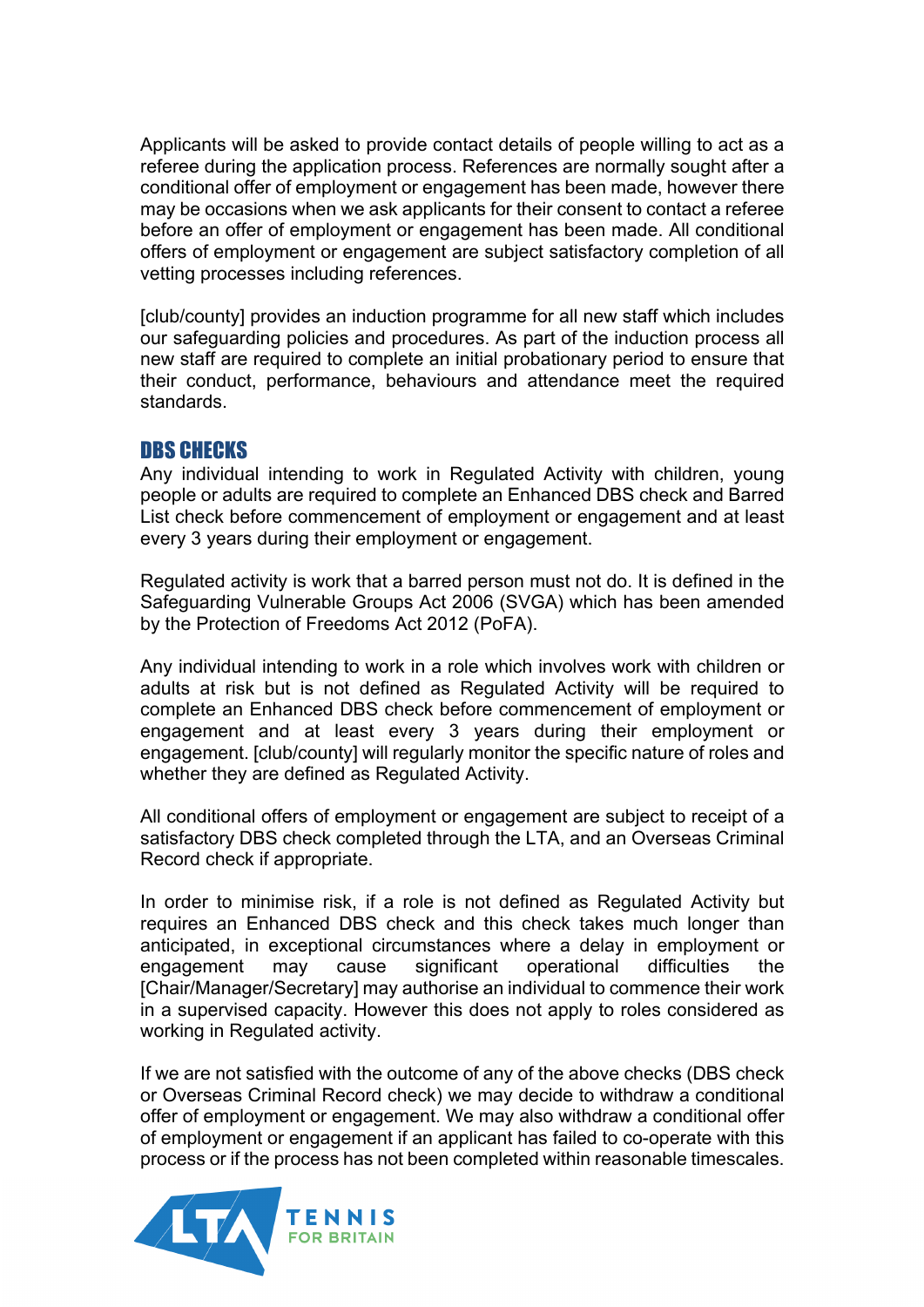Applicants will be asked to provide contact details of people willing to act as a referee during the application process. References are normally sought after a conditional offer of employment or engagement has been made, however there may be occasions when we ask applicants for their consent to contact a referee before an offer of employment or engagement has been made. All conditional offers of employment or engagement are subject satisfactory completion of all vetting processes including references.

[club/county] provides an induction programme for all new staff which includes our safeguarding policies and procedures. As part of the induction process all new staff are required to complete an initial probationary period to ensure that their conduct, performance, behaviours and attendance meet the required standards.

## DBS CHECKS

Any individual intending to work in Regulated Activity with children, young people or adults are required to complete an Enhanced DBS check and Barred List check before commencement of employment or engagement and at least every 3 years during their employment or engagement.

Regulated activity is work that a barred person must not do. It is defined in the Safeguarding Vulnerable Groups Act 2006 (SVGA) which has been amended by the Protection of Freedoms Act 2012 (PoFA).

Any individual intending to work in a role which involves work with children or adults at risk but is not defined as Regulated Activity will be required to complete an Enhanced DBS check before commencement of employment or engagement and at least every 3 years during their employment or engagement. [club/county] will regularly monitor the specific nature of roles and whether they are defined as Regulated Activity.

All conditional offers of employment or engagement are subject to receipt of a satisfactory DBS check completed through the LTA, and an Overseas Criminal Record check if appropriate.

In order to minimise risk, if a role is not defined as Regulated Activity but requires an Enhanced DBS check and this check takes much longer than anticipated, in exceptional circumstances where a delay in employment or engagement may cause significant operational difficulties the [Chair/Manager/Secretary] may authorise an individual to commence their work in a supervised capacity. However this does not apply to roles considered as working in Regulated activity.

If we are not satisfied with the outcome of any of the above checks (DBS check or Overseas Criminal Record check) we may decide to withdraw a conditional offer of employment or engagement. We may also withdraw a conditional offer of employment or engagement if an applicant has failed to co-operate with this process or if the process has not been completed within reasonable timescales.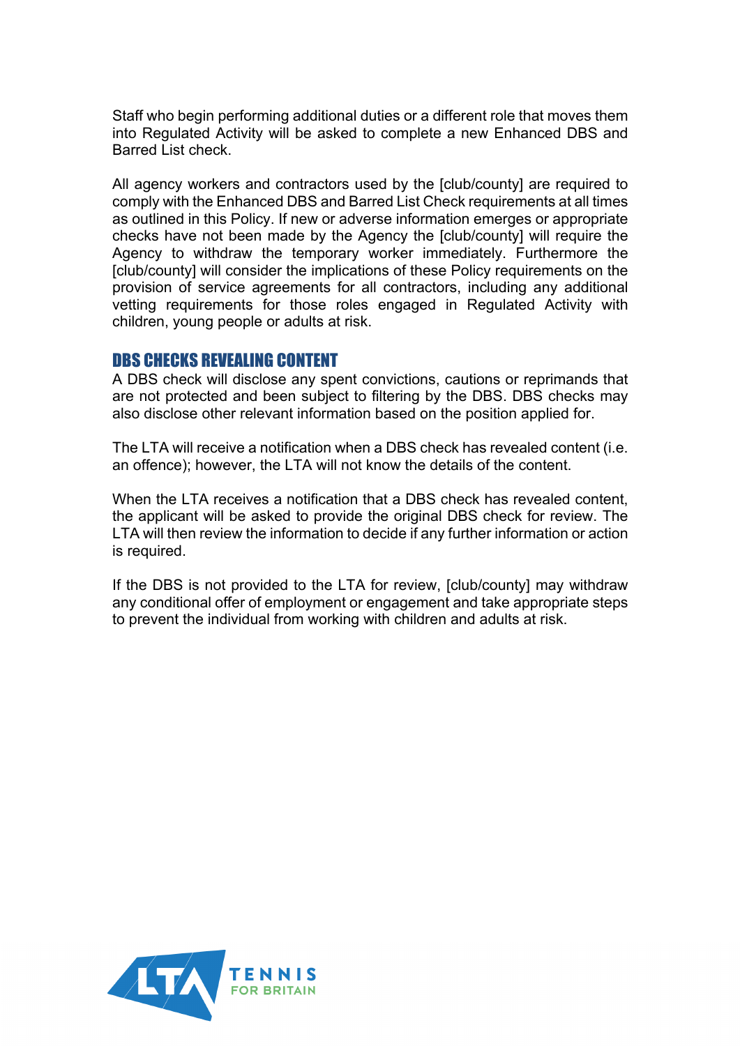Staff who begin performing additional duties or a different role that moves them into Regulated Activity will be asked to complete a new Enhanced DBS and Barred List check.

All agency workers and contractors used by the [club/county] are required to comply with the Enhanced DBS and Barred List Check requirements at all times as outlined in this Policy. If new or adverse information emerges or appropriate checks have not been made by the Agency the [club/county] will require the Agency to withdraw the temporary worker immediately. Furthermore the [club/county] will consider the implications of these Policy requirements on the provision of service agreements for all contractors, including any additional vetting requirements for those roles engaged in Regulated Activity with children, young people or adults at risk.

## DBS CHECKS REVEALING CONTENT

A DBS check will disclose any spent convictions, cautions or reprimands that are not protected and been subject to filtering by the DBS. DBS checks may also disclose other relevant information based on the position applied for.

The LTA will receive a notification when a DBS check has revealed content (i.e. an offence); however, the LTA will not know the details of the content.

When the LTA receives a notification that a DBS check has revealed content, the applicant will be asked to provide the original DBS check for review. The LTA will then review the information to decide if any further information or action is required.

If the DBS is not provided to the LTA for review, [club/county] may withdraw any conditional offer of employment or engagement and take appropriate steps to prevent the individual from working with children and adults at risk.